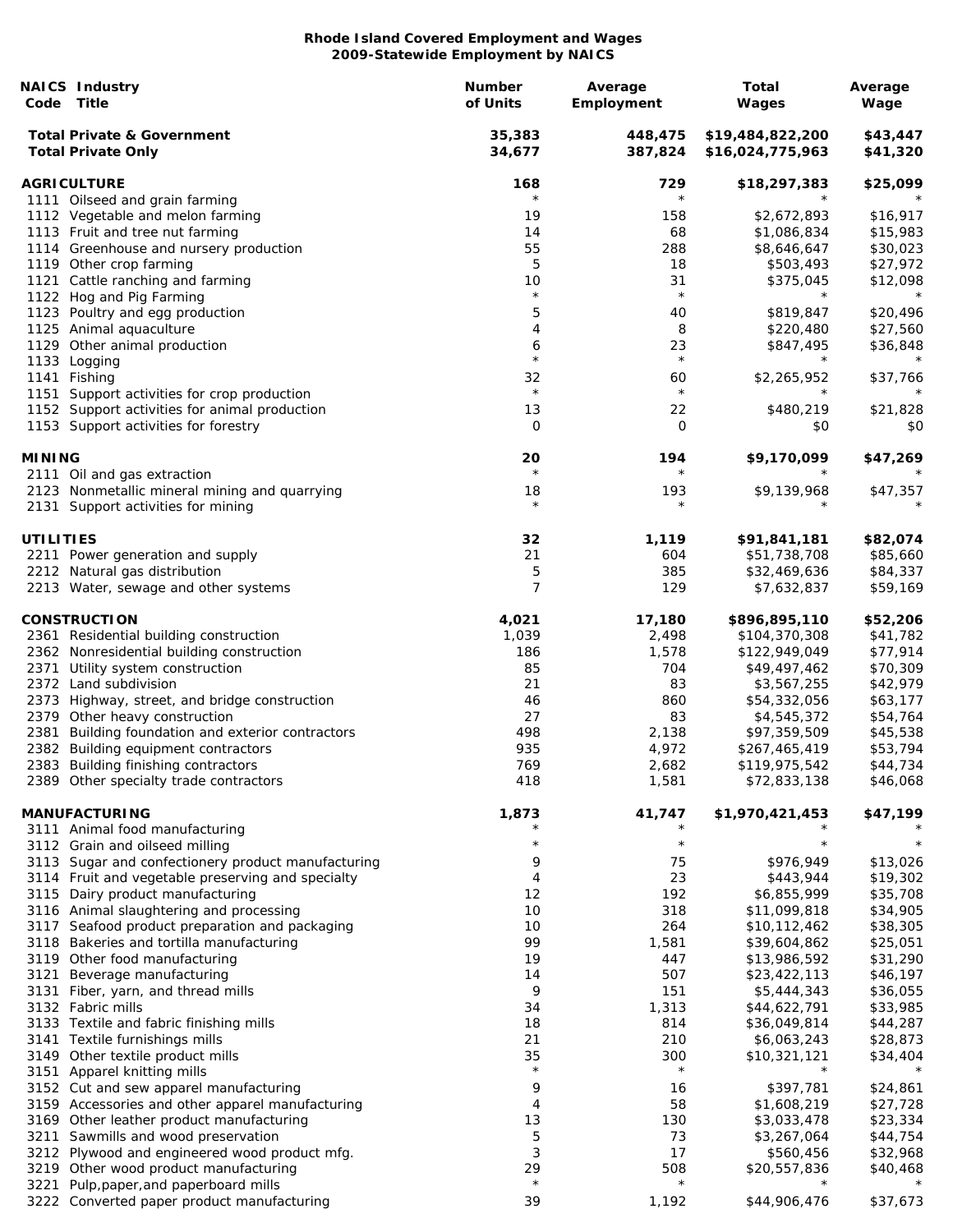**Rhode Island Covered Employment and Wages**
**2009-Statewide Employment by NAICS**

| NAICS Code | Industry Title | Number of Units | Average Employment | Total Wages | Average Wage |
|---|---|---|---|---|---|
| | **Total Private & Government** | **35,383** | **448,475** | **$19,484,822,200** | **$43,447** |
| | **Total Private Only** | **34,677** | **387,824** | **$16,024,775,963** | **$41,320** |
| | | | | | |
| | **AGRICULTURE** | **168** | **729** | **$18,297,383** | **$25,099** |
| 1111 | Oilseed and grain farming | * | * | * | * |
| 1112 | Vegetable and melon farming | 19 | 158 | $2,672,893 | $16,917 |
| 1113 | Fruit and tree nut farming | 14 | 68 | $1,086,834 | $15,983 |
| 1114 | Greenhouse and nursery production | 55 | 288 | $8,646,647 | $30,023 |
| 1119 | Other crop farming | 5 | 18 | $503,493 | $27,972 |
| 1121 | Cattle ranching and farming | 10 | 31 | $375,045 | $12,098 |
| 1122 | Hog and Pig Farming | * | * | * | * |
| 1123 | Poultry and egg production | 5 | 40 | $819,847 | $20,496 |
| 1125 | Animal aquaculture | 4 | 8 | $220,480 | $27,560 |
| 1129 | Other animal production | 6 | 23 | $847,495 | $36,848 |
| 1133 | Logging | * | * | * | * |
| 1141 | Fishing | 32 | 60 | $2,265,952 | $37,766 |
| 1151 | Support activities for crop production | * | * | * | * |
| 1152 | Support activities for animal production | 13 | 22 | $480,219 | $21,828 |
| 1153 | Support activities for forestry | 0 | 0 | $0 | $0 |
| | | | | | |
| | **MINING** | **20** | **194** | **$9,170,099** | **$47,269** |
| 2111 | Oil and gas extraction | * | * | * | * |
| 2123 | Nonmetallic mineral mining and quarrying | 18 | 193 | $9,139,968 | $47,357 |
| 2131 | Support activities for mining | * | * | * | * |
| | | | | | |
| | **UTILITIES** | **32** | **1,119** | **$91,841,181** | **$82,074** |
| 2211 | Power generation and supply | 21 | 604 | $51,738,708 | $85,660 |
| 2212 | Natural gas distribution | 5 | 385 | $32,469,636 | $84,337 |
| 2213 | Water, sewage and other systems | 7 | 129 | $7,632,837 | $59,169 |
| | | | | | |
| | **CONSTRUCTION** | **4,021** | **17,180** | **$896,895,110** | **$52,206** |
| 2361 | Residential building construction | 1,039 | 2,498 | $104,370,308 | $41,782 |
| 2362 | Nonresidential building construction | 186 | 1,578 | $122,949,049 | $77,914 |
| 2371 | Utility system construction | 85 | 704 | $49,497,462 | $70,309 |
| 2372 | Land subdivision | 21 | 83 | $3,567,255 | $42,979 |
| 2373 | Highway, street, and bridge construction | 46 | 860 | $54,332,056 | $63,177 |
| 2379 | Other heavy construction | 27 | 83 | $4,545,372 | $54,764 |
| 2381 | Building foundation and exterior contractors | 498 | 2,138 | $97,359,509 | $45,538 |
| 2382 | Building equipment contractors | 935 | 4,972 | $267,465,419 | $53,794 |
| 2383 | Building finishing contractors | 769 | 2,682 | $119,975,542 | $44,734 |
| 2389 | Other specialty trade contractors | 418 | 1,581 | $72,833,138 | $46,068 |
| | | | | | |
| | **MANUFACTURING** | **1,873** | **41,747** | **$1,970,421,453** | **$47,199** |
| 3111 | Animal food manufacturing | * | * | * | * |
| 3112 | Grain and oilseed milling | * | * | * | * |
| 3113 | Sugar and confectionery product manufacturing | 9 | 75 | $976,949 | $13,026 |
| 3114 | Fruit and vegetable preserving and specialty | 4 | 23 | $443,944 | $19,302 |
| 3115 | Dairy product manufacturing | 12 | 192 | $6,855,999 | $35,708 |
| 3116 | Animal slaughtering and processing | 10 | 318 | $11,099,818 | $34,905 |
| 3117 | Seafood product preparation and packaging | 10 | 264 | $10,112,462 | $38,305 |
| 3118 | Bakeries and tortilla manufacturing | 99 | 1,581 | $39,604,862 | $25,051 |
| 3119 | Other food manufacturing | 19 | 447 | $13,986,592 | $31,290 |
| 3121 | Beverage manufacturing | 14 | 507 | $23,422,113 | $46,197 |
| 3131 | Fiber, yarn, and thread mills | 9 | 151 | $5,444,343 | $36,055 |
| 3132 | Fabric mills | 34 | 1,313 | $44,622,791 | $33,985 |
| 3133 | Textile and fabric finishing mills | 18 | 814 | $36,049,814 | $44,287 |
| 3141 | Textile furnishings mills | 21 | 210 | $6,063,243 | $28,873 |
| 3149 | Other textile product mills | 35 | 300 | $10,321,121 | $34,404 |
| 3151 | Apparel knitting mills | * | * | * | * |
| 3152 | Cut and sew apparel manufacturing | 9 | 16 | $397,781 | $24,861 |
| 3159 | Accessories and other apparel manufacturing | 4 | 58 | $1,608,219 | $27,728 |
| 3169 | Other leather product manufacturing | 13 | 130 | $3,033,478 | $23,334 |
| 3211 | Sawmills and wood preservation | 5 | 73 | $3,267,064 | $44,754 |
| 3212 | Plywood and engineered wood product mfg. | 3 | 17 | $560,456 | $32,968 |
| 3219 | Other wood product manufacturing | 29 | 508 | $20,557,836 | $40,468 |
| 3221 | Pulp,paper,and paperboard mills | * | * | * | * |
| 3222 | Converted paper product manufacturing | 39 | 1,192 | $44,906,476 | $37,673 |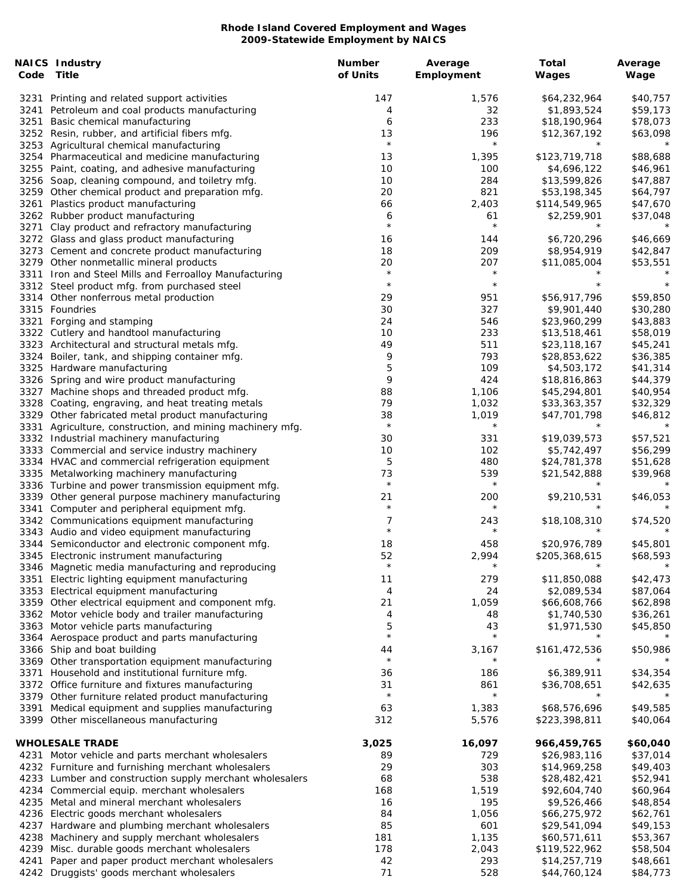**Rhode Island Covered Employment and Wages**
**2009-Statewide Employment by NAICS**

| NAICS Code | Industry Title | Number of Units | Average Employment | Total Wages | Average Wage |
|---|---|---|---|---|---|
| 3231 | Printing and related support activities | 147 | 1,576 | $64,232,964 | $40,757 |
| 3241 | Petroleum and coal products manufacturing | 4 | 32 | $1,893,524 | $59,173 |
| 3251 | Basic chemical manufacturing | 6 | 233 | $18,190,964 | $78,073 |
| 3252 | Resin, rubber, and artificial fibers mfg. | 13 | 196 | $12,367,192 | $63,098 |
| 3253 | Agricultural chemical manufacturing | * | * | * | * |
| 3254 | Pharmaceutical and medicine manufacturing | 13 | 1,395 | $123,719,718 | $88,688 |
| 3255 | Paint, coating, and adhesive manufacturing | 10 | 100 | $4,696,122 | $46,961 |
| 3256 | Soap, cleaning compound, and toiletry mfg. | 10 | 284 | $13,599,826 | $47,887 |
| 3259 | Other chemical product and preparation mfg. | 20 | 821 | $53,198,345 | $64,797 |
| 3261 | Plastics product manufacturing | 66 | 2,403 | $114,549,965 | $47,670 |
| 3262 | Rubber product manufacturing | 6 | 61 | $2,259,901 | $37,048 |
| 3271 | Clay product and refractory manufacturing | * | * | * | * |
| 3272 | Glass and glass product manufacturing | 16 | 144 | $6,720,296 | $46,669 |
| 3273 | Cement and concrete product manufacturing | 18 | 209 | $8,954,919 | $42,847 |
| 3279 | Other nonmetallic mineral products | 20 | 207 | $11,085,004 | $53,551 |
| 3311 | Iron and Steel Mills and Ferroalloy Manufacturing | * | * | * | * |
| 3312 | Steel product mfg. from purchased steel | * | * | * | * |
| 3314 | Other nonferrous metal production | 29 | 951 | $56,917,796 | $59,850 |
| 3315 | Foundries | 30 | 327 | $9,901,440 | $30,280 |
| 3321 | Forging and stamping | 24 | 546 | $23,960,299 | $43,883 |
| 3322 | Cutlery and handtool manufacturing | 10 | 233 | $13,518,461 | $58,019 |
| 3323 | Architectural and structural metals mfg. | 49 | 511 | $23,118,167 | $45,241 |
| 3324 | Boiler, tank, and shipping container mfg. | 9 | 793 | $28,853,622 | $36,385 |
| 3325 | Hardware manufacturing | 5 | 109 | $4,503,172 | $41,314 |
| 3326 | Spring and wire product manufacturing | 9 | 424 | $18,816,863 | $44,379 |
| 3327 | Machine shops and threaded product mfg. | 88 | 1,106 | $45,294,801 | $40,954 |
| 3328 | Coating, engraving, and heat treating metals | 79 | 1,032 | $33,363,357 | $32,329 |
| 3329 | Other fabricated metal product manufacturing | 38 | 1,019 | $47,701,798 | $46,812 |
| 3331 | Agriculture, construction, and mining machinery mfg. | * | * | * | * |
| 3332 | Industrial machinery manufacturing | 30 | 331 | $19,039,573 | $57,521 |
| 3333 | Commercial and service industry machinery | 10 | 102 | $5,742,497 | $56,299 |
| 3334 | HVAC and commercial refrigeration equipment | 5 | 480 | $24,781,378 | $51,628 |
| 3335 | Metalworking machinery manufacturing | 73 | 539 | $21,542,888 | $39,968 |
| 3336 | Turbine and power transmission equipment mfg. | * | * | * | * |
| 3339 | Other general purpose machinery manufacturing | 21 | 200 | $9,210,531 | $46,053 |
| 3341 | Computer and peripheral equipment mfg. | * | * | * | * |
| 3342 | Communications equipment manufacturing | 7 | 243 | $18,108,310 | $74,520 |
| 3343 | Audio and video equipment manufacturing | * | * | * | * |
| 3344 | Semiconductor and electronic component mfg. | 18 | 458 | $20,976,789 | $45,801 |
| 3345 | Electronic instrument manufacturing | 52 | 2,994 | $205,368,615 | $68,593 |
| 3346 | Magnetic media manufacturing and reproducing | * | * | * | * |
| 3351 | Electric lighting equipment manufacturing | 11 | 279 | $11,850,088 | $42,473 |
| 3353 | Electrical equipment manufacturing | 4 | 24 | $2,089,534 | $87,064 |
| 3359 | Other electrical equipment and component mfg. | 21 | 1,059 | $66,608,766 | $62,898 |
| 3362 | Motor vehicle body and trailer manufacturing | 4 | 48 | $1,740,530 | $36,261 |
| 3363 | Motor vehicle parts manufacturing | 5 | 43 | $1,971,530 | $45,850 |
| 3364 | Aerospace product and parts manufacturing | * | * | * | * |
| 3366 | Ship and boat building | 44 | 3,167 | $161,472,536 | $50,986 |
| 3369 | Other transportation equipment manufacturing | * | * | * | * |
| 3371 | Household and institutional furniture mfg. | 36 | 186 | $6,389,911 | $34,354 |
| 3372 | Office furniture and fixtures manufacturing | 31 | 861 | $36,708,651 | $42,635 |
| 3379 | Other furniture related product manufacturing | * | * | * | * |
| 3391 | Medical equipment and supplies manufacturing | 63 | 1,383 | $68,576,696 | $49,585 |
| 3399 | Other miscellaneous manufacturing | 312 | 5,576 | $223,398,811 | $40,064 |
| | **WHOLESALE TRADE** | **3,025** | **16,097** | **966,459,765** | **$60,040** |
| 4231 | Motor vehicle and parts merchant wholesalers | 89 | 729 | $26,983,116 | $37,014 |
| 4232 | Furniture and furnishing merchant wholesalers | 29 | 303 | $14,969,258 | $49,403 |
| 4233 | Lumber and construction supply merchant wholesalers | 68 | 538 | $28,482,421 | $52,941 |
| 4234 | Commercial equip. merchant wholesalers | 168 | 1,519 | $92,604,740 | $60,964 |
| 4235 | Metal and mineral merchant wholesalers | 16 | 195 | $9,526,466 | $48,854 |
| 4236 | Electric goods merchant wholesalers | 84 | 1,056 | $66,275,972 | $62,761 |
| 4237 | Hardware and plumbing merchant wholesalers | 85 | 601 | $29,541,094 | $49,153 |
| 4238 | Machinery and supply merchant wholesalers | 181 | 1,135 | $60,571,611 | $53,367 |
| 4239 | Misc. durable goods merchant wholesalers | 178 | 2,043 | $119,522,962 | $58,504 |
| 4241 | Paper and paper product merchant wholesalers | 42 | 293 | $14,257,719 | $48,661 |
| 4242 | Druggists' goods merchant wholesalers | 71 | 528 | $44,760,124 | $84,773 |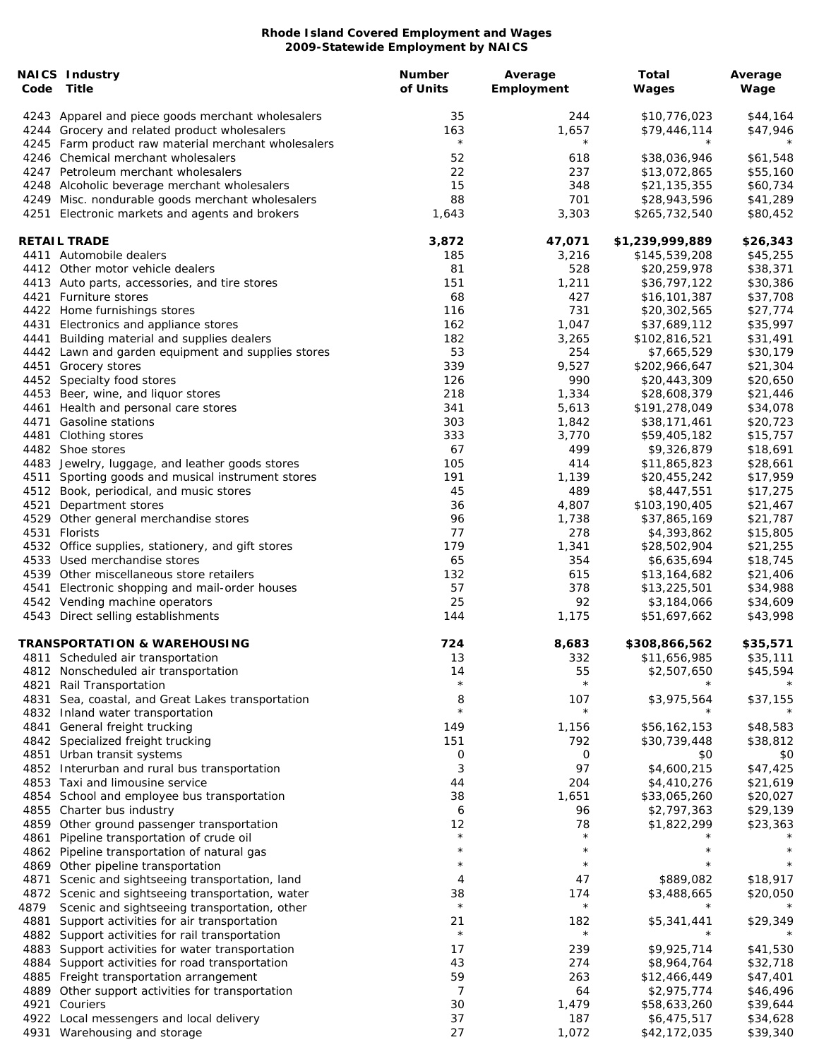**Rhode Island Covered Employment and Wages**
**2009-Statewide Employment by NAICS**

| NAICS Code | Industry Title | Number of Units | Average Employment | Total Wages | Average Wage |
|---|---|---|---|---|---|
| 4243 | Apparel and piece goods merchant wholesalers | 35 | 244 | $10,776,023 | $44,164 |
| 4244 | Grocery and related product wholesalers | 163 | 1,657 | $79,446,114 | $47,946 |
| 4245 | Farm product raw material merchant wholesalers | * | * | * | * |
| 4246 | Chemical merchant wholesalers | 52 | 618 | $38,036,946 | $61,548 |
| 4247 | Petroleum merchant wholesalers | 22 | 237 | $13,072,865 | $55,160 |
| 4248 | Alcoholic beverage merchant wholesalers | 15 | 348 | $21,135,355 | $60,734 |
| 4249 | Misc. nondurable goods merchant wholesalers | 88 | 701 | $28,943,596 | $41,289 |
| 4251 | Electronic markets and agents and brokers | 1,643 | 3,303 | $265,732,540 | $80,452 |
| **RETAIL TRADE** | | **3,872** | **47,071** | **$1,239,999,889** | **$26,343** |
| 4411 | Automobile dealers | 185 | 3,216 | $145,539,208 | $45,255 |
| 4412 | Other motor vehicle dealers | 81 | 528 | $20,259,978 | $38,371 |
| 4413 | Auto parts, accessories, and tire stores | 151 | 1,211 | $36,797,122 | $30,386 |
| 4421 | Furniture stores | 68 | 427 | $16,101,387 | $37,708 |
| 4422 | Home furnishings stores | 116 | 731 | $20,302,565 | $27,774 |
| 4431 | Electronics and appliance stores | 162 | 1,047 | $37,689,112 | $35,997 |
| 4441 | Building material and supplies dealers | 182 | 3,265 | $102,816,521 | $31,491 |
| 4442 | Lawn and garden equipment and supplies stores | 53 | 254 | $7,665,529 | $30,179 |
| 4451 | Grocery stores | 339 | 9,527 | $202,966,647 | $21,304 |
| 4452 | Specialty food stores | 126 | 990 | $20,443,309 | $20,650 |
| 4453 | Beer, wine, and liquor stores | 218 | 1,334 | $28,608,379 | $21,446 |
| 4461 | Health and personal care stores | 341 | 5,613 | $191,278,049 | $34,078 |
| 4471 | Gasoline stations | 303 | 1,842 | $38,171,461 | $20,723 |
| 4481 | Clothing stores | 333 | 3,770 | $59,405,182 | $15,757 |
| 4482 | Shoe stores | 67 | 499 | $9,326,879 | $18,691 |
| 4483 | Jewelry, luggage, and leather goods stores | 105 | 414 | $11,865,823 | $28,661 |
| 4511 | Sporting goods and musical instrument stores | 191 | 1,139 | $20,455,242 | $17,959 |
| 4512 | Book, periodical, and music stores | 45 | 489 | $8,447,551 | $17,275 |
| 4521 | Department stores | 36 | 4,807 | $103,190,405 | $21,467 |
| 4529 | Other general merchandise stores | 96 | 1,738 | $37,865,169 | $21,787 |
| 4531 | Florists | 77 | 278 | $4,393,862 | $15,805 |
| 4532 | Office supplies, stationery, and gift stores | 179 | 1,341 | $28,502,904 | $21,255 |
| 4533 | Used merchandise stores | 65 | 354 | $6,635,694 | $18,745 |
| 4539 | Other miscellaneous store retailers | 132 | 615 | $13,164,682 | $21,406 |
| 4541 | Electronic shopping and mail-order houses | 57 | 378 | $13,225,501 | $34,988 |
| 4542 | Vending machine operators | 25 | 92 | $3,184,066 | $34,609 |
| 4543 | Direct selling establishments | 144 | 1,175 | $51,697,662 | $43,998 |
| **TRANSPORTATION & WAREHOUSING** | | **724** | **8,683** | **$308,866,562** | **$35,571** |
| 4811 | Scheduled air transportation | 13 | 332 | $11,656,985 | $35,111 |
| 4812 | Nonscheduled air transportation | 14 | 55 | $2,507,650 | $45,594 |
| 4821 | Rail Transportation | * | * | * | * |
| 4831 | Sea, coastal, and Great Lakes transportation | 8 | 107 | $3,975,564 | $37,155 |
| 4832 | Inland water transportation | * | * | * | * |
| 4841 | General freight trucking | 149 | 1,156 | $56,162,153 | $48,583 |
| 4842 | Specialized freight trucking | 151 | 792 | $30,739,448 | $38,812 |
| 4851 | Urban transit systems | 0 | 0 | $0 | $0 |
| 4852 | Interurban and rural bus transportation | 3 | 97 | $4,600,215 | $47,425 |
| 4853 | Taxi and limousine service | 44 | 204 | $4,410,276 | $21,619 |
| 4854 | School and employee bus transportation | 38 | 1,651 | $33,065,260 | $20,027 |
| 4855 | Charter bus industry | 6 | 96 | $2,797,363 | $29,139 |
| 4859 | Other ground passenger transportation | 12 | 78 | $1,822,299 | $23,363 |
| 4861 | Pipeline transportation of crude oil | * | * | * | * |
| 4862 | Pipeline transportation of natural gas | * | * | * | * |
| 4869 | Other pipeline transportation | * | * | * | * |
| 4871 | Scenic and sightseeing transportation, land | 4 | 47 | $889,082 | $18,917 |
| 4872 | Scenic and sightseeing transportation, water | 38 | 174 | $3,488,665 | $20,050 |
| 4879 | Scenic and sightseeing transportation, other | * | * | * | * |
| 4881 | Support activities for air transportation | 21 | 182 | $5,341,441 | $29,349 |
| 4882 | Support activities for rail transportation | * | * | * | * |
| 4883 | Support activities for water transportation | 17 | 239 | $9,925,714 | $41,530 |
| 4884 | Support activities for road transportation | 43 | 274 | $8,964,764 | $32,718 |
| 4885 | Freight transportation arrangement | 59 | 263 | $12,466,449 | $47,401 |
| 4889 | Other support activities for transportation | 7 | 64 | $2,975,774 | $46,496 |
| 4921 | Couriers | 30 | 1,479 | $58,633,260 | $39,644 |
| 4922 | Local messengers and local delivery | 37 | 187 | $6,475,517 | $34,628 |
| 4931 | Warehousing and storage | 27 | 1,072 | $42,172,035 | $39,340 |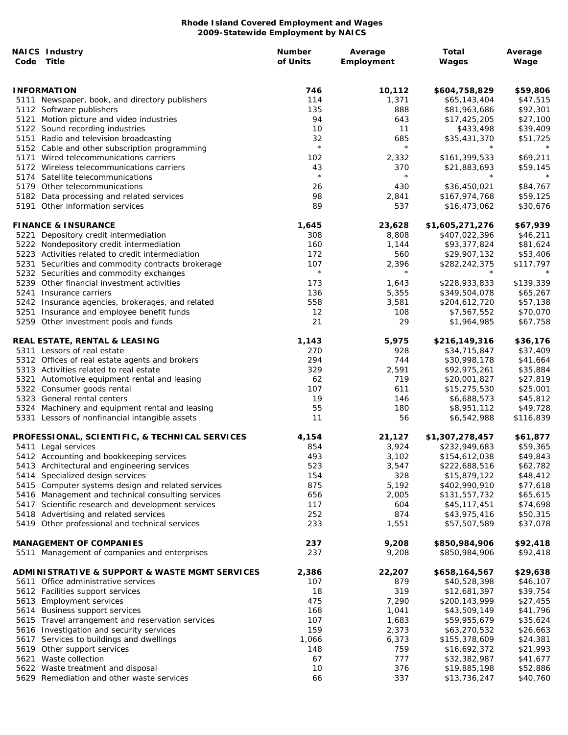**Rhode Island Covered Employment and Wages**
**2009-Statewide Employment by NAICS**

| NAICS Code | Industry Title | Number of Units | Average Employment | Total Wages | Average Wage |
|---|---|---|---|---|---|
| | **INFORMATION** | **746** | **10,112** | **$604,758,829** | **$59,806** |
| 5111 | Newspaper, book, and directory publishers | 114 | 1,371 | $65,143,404 | $47,515 |
| 5112 | Software publishers | 135 | 888 | $81,963,686 | $92,301 |
| 5121 | Motion picture and video industries | 94 | 643 | $17,425,205 | $27,100 |
| 5122 | Sound recording industries | 10 | 11 | $433,498 | $39,409 |
| 5151 | Radio and television broadcasting | 32 | 685 | $35,431,370 | $51,725 |
| 5152 | Cable and other subscription programming | * | * | * | * |
| 5171 | Wired telecommunications carriers | 102 | 2,332 | $161,399,533 | $69,211 |
| 5172 | Wireless telecommunications carriers | 43 | 370 | $21,883,693 | $59,145 |
| 5174 | Satellite telecommunications | * | * | * | * |
| 5179 | Other telecommunications | 26 | 430 | $36,450,021 | $84,767 |
| 5182 | Data processing and related services | 98 | 2,841 | $167,974,768 | $59,125 |
| 5191 | Other information services | 89 | 537 | $16,473,062 | $30,676 |
| | **FINANCE & INSURANCE** | **1,645** | **23,628** | **$1,605,271,276** | **$67,939** |
| 5221 | Depository credit intermediation | 308 | 8,808 | $407,022,396 | $46,211 |
| 5222 | Nondepository credit intermediation | 160 | 1,144 | $93,377,824 | $81,624 |
| 5223 | Activities related to credit intermediation | 172 | 560 | $29,907,132 | $53,406 |
| 5231 | Securities and commodity contracts brokerage | 107 | 2,396 | $282,242,375 | $117,797 |
| 5232 | Securities and commodity exchanges | * | * | * | * |
| 5239 | Other financial investment activities | 173 | 1,643 | $228,933,833 | $139,339 |
| 5241 | Insurance carriers | 136 | 5,355 | $349,504,078 | $65,267 |
| 5242 | Insurance agencies, brokerages, and related | 558 | 3,581 | $204,612,720 | $57,138 |
| 5251 | Insurance and employee benefit funds | 12 | 108 | $7,567,552 | $70,070 |
| 5259 | Other investment pools and funds | 21 | 29 | $1,964,985 | $67,758 |
| | **REAL ESTATE, RENTAL & LEASING** | **1,143** | **5,975** | **$216,149,316** | **$36,176** |
| 5311 | Lessors of real estate | 270 | 928 | $34,715,847 | $37,409 |
| 5312 | Offices of real estate agents and brokers | 294 | 744 | $30,998,178 | $41,664 |
| 5313 | Activities related to real estate | 329 | 2,591 | $92,975,261 | $35,884 |
| 5321 | Automotive equipment rental and leasing | 62 | 719 | $20,001,827 | $27,819 |
| 5322 | Consumer goods rental | 107 | 611 | $15,275,530 | $25,001 |
| 5323 | General rental centers | 19 | 146 | $6,688,573 | $45,812 |
| 5324 | Machinery and equipment rental and leasing | 55 | 180 | $8,951,112 | $49,728 |
| 5331 | Lessors of nonfinancial intangible assets | 11 | 56 | $6,542,988 | $116,839 |
| | **PROFESSIONAL, SCIENTIFIC, & TECHNICAL SERVICES** | **4,154** | **21,127** | **$1,307,278,457** | **$61,877** |
| 5411 | Legal services | 854 | 3,924 | $232,949,683 | $59,365 |
| 5412 | Accounting and bookkeeping services | 493 | 3,102 | $154,612,038 | $49,843 |
| 5413 | Architectural and engineering services | 523 | 3,547 | $222,688,516 | $62,782 |
| 5414 | Specialized design services | 154 | 328 | $15,879,122 | $48,412 |
| 5415 | Computer systems design and related services | 875 | 5,192 | $402,990,910 | $77,618 |
| 5416 | Management and technical consulting services | 656 | 2,005 | $131,557,732 | $65,615 |
| 5417 | Scientific research and development services | 117 | 604 | $45,117,451 | $74,698 |
| 5418 | Advertising and related services | 252 | 874 | $43,975,416 | $50,315 |
| 5419 | Other professional and technical services | 233 | 1,551 | $57,507,589 | $37,078 |
| | **MANAGEMENT OF COMPANIES** | **237** | **9,208** | **$850,984,906** | **$92,418** |
| 5511 | Management of companies and enterprises | 237 | 9,208 | $850,984,906 | $92,418 |
| | **ADMINISTRATIVE & SUPPORT & WASTE MGMT SERVICES** | **2,386** | **22,207** | **$658,164,567** | **$29,638** |
| 5611 | Office administrative services | 107 | 879 | $40,528,398 | $46,107 |
| 5612 | Facilities support services | 18 | 319 | $12,681,397 | $39,754 |
| 5613 | Employment services | 475 | 7,290 | $200,143,999 | $27,455 |
| 5614 | Business support services | 168 | 1,041 | $43,509,149 | $41,796 |
| 5615 | Travel arrangement and reservation services | 107 | 1,683 | $59,955,679 | $35,624 |
| 5616 | Investigation and security services | 159 | 2,373 | $63,270,532 | $26,663 |
| 5617 | Services to buildings and dwellings | 1,066 | 6,373 | $155,378,609 | $24,381 |
| 5619 | Other support services | 148 | 759 | $16,692,372 | $21,993 |
| 5621 | Waste collection | 67 | 777 | $32,382,987 | $41,677 |
| 5622 | Waste treatment and disposal | 10 | 376 | $19,885,198 | $52,886 |
| 5629 | Remediation and other waste services | 66 | 337 | $13,736,247 | $40,760 |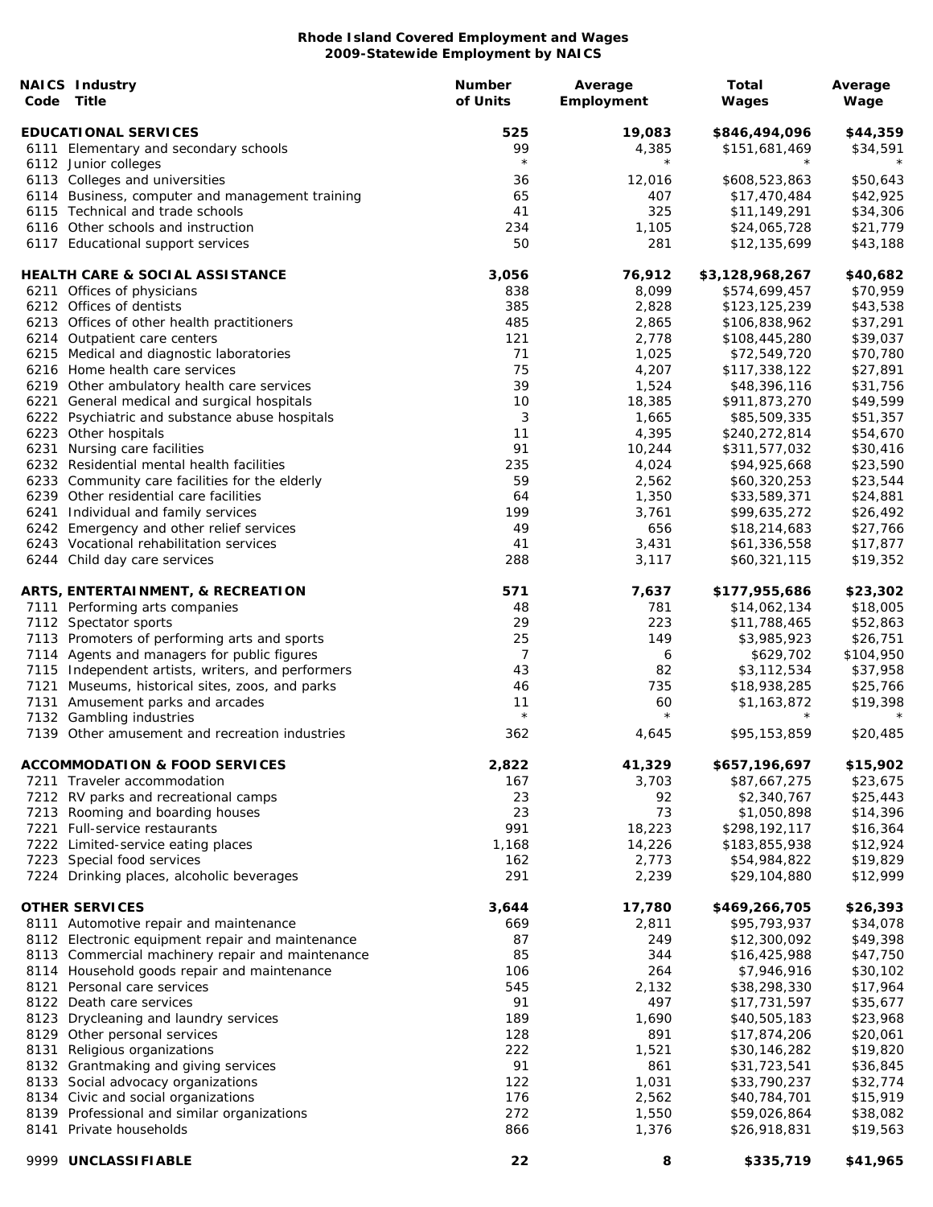**Rhode Island Covered Employment and Wages**
**2009-Statewide Employment by NAICS**

| NAICS Code | Industry Title | Number of Units | Average Employment | Total Wages | Average Wage |
|---|---|---|---|---|---|
| | **EDUCATIONAL SERVICES** | **525** | **19,083** | **$846,494,096** | **$44,359** |
| 6111 | Elementary and secondary schools | 99 | 4,385 | $151,681,469 | $34,591 |
| 6112 | Junior colleges | * | * | * | * |
| 6113 | Colleges and universities | 36 | 12,016 | $608,523,863 | $50,643 |
| 6114 | Business, computer and management training | 65 | 407 | $17,470,484 | $42,925 |
| 6115 | Technical and trade schools | 41 | 325 | $11,149,291 | $34,306 |
| 6116 | Other schools and instruction | 234 | 1,105 | $24,065,728 | $21,779 |
| 6117 | Educational support services | 50 | 281 | $12,135,699 | $43,188 |
| | **HEALTH CARE & SOCIAL ASSISTANCE** | **3,056** | **76,912** | **$3,128,968,267** | **$40,682** |
| 6211 | Offices of physicians | 838 | 8,099 | $574,699,457 | $70,959 |
| 6212 | Offices of dentists | 385 | 2,828 | $123,125,239 | $43,538 |
| 6213 | Offices of other health practitioners | 485 | 2,865 | $106,838,962 | $37,291 |
| 6214 | Outpatient care centers | 121 | 2,778 | $108,445,280 | $39,037 |
| 6215 | Medical and diagnostic laboratories | 71 | 1,025 | $72,549,720 | $70,780 |
| 6216 | Home health care services | 75 | 4,207 | $117,338,122 | $27,891 |
| 6219 | Other ambulatory health care services | 39 | 1,524 | $48,396,116 | $31,756 |
| 6221 | General medical and surgical hospitals | 10 | 18,385 | $911,873,270 | $49,599 |
| 6222 | Psychiatric and substance abuse hospitals | 3 | 1,665 | $85,509,335 | $51,357 |
| 6223 | Other hospitals | 11 | 4,395 | $240,272,814 | $54,670 |
| 6231 | Nursing care facilities | 91 | 10,244 | $311,577,032 | $30,416 |
| 6232 | Residential mental health facilities | 235 | 4,024 | $94,925,668 | $23,590 |
| 6233 | Community care facilities for the elderly | 59 | 2,562 | $60,320,253 | $23,544 |
| 6239 | Other residential care facilities | 64 | 1,350 | $33,589,371 | $24,881 |
| 6241 | Individual and family services | 199 | 3,761 | $99,635,272 | $26,492 |
| 6242 | Emergency and other relief services | 49 | 656 | $18,214,683 | $27,766 |
| 6243 | Vocational rehabilitation services | 41 | 3,431 | $61,336,558 | $17,877 |
| 6244 | Child day care services | 288 | 3,117 | $60,321,115 | $19,352 |
| | **ARTS, ENTERTAINMENT, & RECREATION** | **571** | **7,637** | **$177,955,686** | **$23,302** |
| 7111 | Performing arts companies | 48 | 781 | $14,062,134 | $18,005 |
| 7112 | Spectator sports | 29 | 223 | $11,788,465 | $52,863 |
| 7113 | Promoters of performing arts and sports | 25 | 149 | $3,985,923 | $26,751 |
| 7114 | Agents and managers for public figures | 7 | 6 | $629,702 | $104,950 |
| 7115 | Independent artists, writers, and performers | 43 | 82 | $3,112,534 | $37,958 |
| 7121 | Museums, historical sites, zoos, and parks | 46 | 735 | $18,938,285 | $25,766 |
| 7131 | Amusement parks and arcades | 11 | 60 | $1,163,872 | $19,398 |
| 7132 | Gambling industries | * | * | * | * |
| 7139 | Other amusement and recreation industries | 362 | 4,645 | $95,153,859 | $20,485 |
| | **ACCOMMODATION & FOOD SERVICES** | **2,822** | **41,329** | **$657,196,697** | **$15,902** |
| 7211 | Traveler accommodation | 167 | 3,703 | $87,667,275 | $23,675 |
| 7212 | RV parks and recreational camps | 23 | 92 | $2,340,767 | $25,443 |
| 7213 | Rooming and boarding houses | 23 | 73 | $1,050,898 | $14,396 |
| 7221 | Full-service restaurants | 991 | 18,223 | $298,192,117 | $16,364 |
| 7222 | Limited-service eating places | 1,168 | 14,226 | $183,855,938 | $12,924 |
| 7223 | Special food services | 162 | 2,773 | $54,984,822 | $19,829 |
| 7224 | Drinking places, alcoholic beverages | 291 | 2,239 | $29,104,880 | $12,999 |
| | **OTHER SERVICES** | **3,644** | **17,780** | **$469,266,705** | **$26,393** |
| 8111 | Automotive repair and maintenance | 669 | 2,811 | $95,793,937 | $34,078 |
| 8112 | Electronic equipment repair and maintenance | 87 | 249 | $12,300,092 | $49,398 |
| 8113 | Commercial machinery repair and maintenance | 85 | 344 | $16,425,988 | $47,750 |
| 8114 | Household goods repair and maintenance | 106 | 264 | $7,946,916 | $30,102 |
| 8121 | Personal care services | 545 | 2,132 | $38,298,330 | $17,964 |
| 8122 | Death care services | 91 | 497 | $17,731,597 | $35,677 |
| 8123 | Drycleaning and laundry services | 189 | 1,690 | $40,505,183 | $23,968 |
| 8129 | Other personal services | 128 | 891 | $17,874,206 | $20,061 |
| 8131 | Religious organizations | 222 | 1,521 | $30,146,282 | $19,820 |
| 8132 | Grantmaking and giving services | 91 | 861 | $31,723,541 | $36,845 |
| 8133 | Social advocacy organizations | 122 | 1,031 | $33,790,237 | $32,774 |
| 8134 | Civic and social organizations | 176 | 2,562 | $40,784,701 | $15,919 |
| 8139 | Professional and similar organizations | 272 | 1,550 | $59,026,864 | $38,082 |
| 8141 | Private households | 866 | 1,376 | $26,918,831 | $19,563 |
| 9999 | **UNCLASSIFIABLE** | **22** | **8** | **$335,719** | **$41,965** |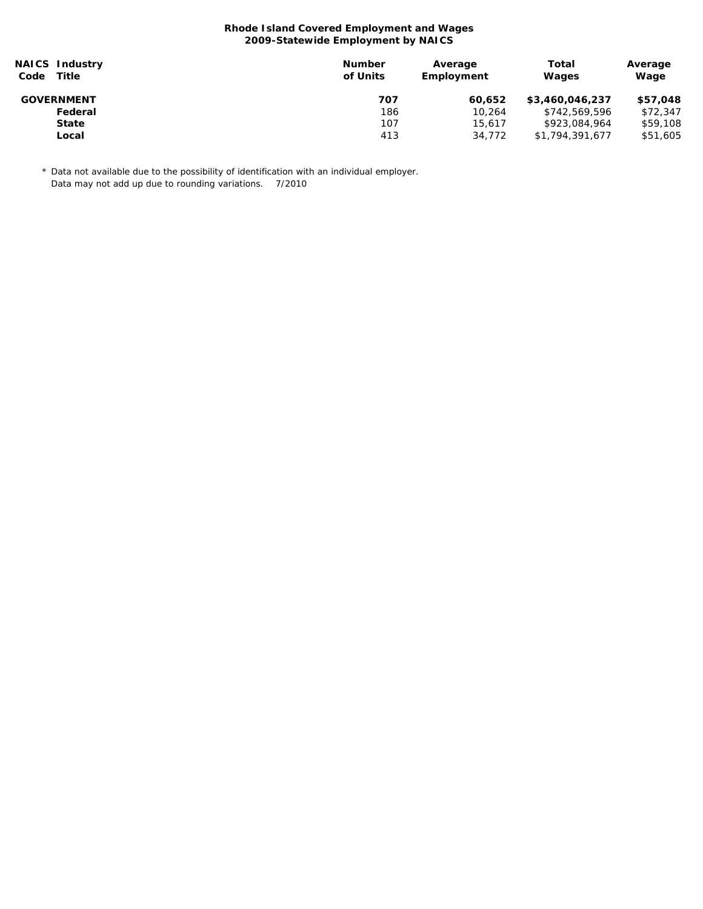**Rhode Island Covered Employment and Wages**
**2009-Statewide Employment by NAICS**

| NAICS Code | Industry Title | Number of Units | Average Employment | Total Wages | Average Wage |
|---|---|---|---|---|---|
| **GOVERNMENT** | | **707** | **60,652** | **$3,460,046,237** | **$57,048** |
| | **Federal** | 186 | 10,264 | $742,569,596 | $72,347 |
| | **State** | 107 | 15,617 | $923,084,964 | $59,108 |
| | **Local** | 413 | 34,772 | $1,794,391,677 | $51,605 |

\* Data not available due to the possibility of identification with an individual employer.
Data may not add up due to rounding variations. 7/2010